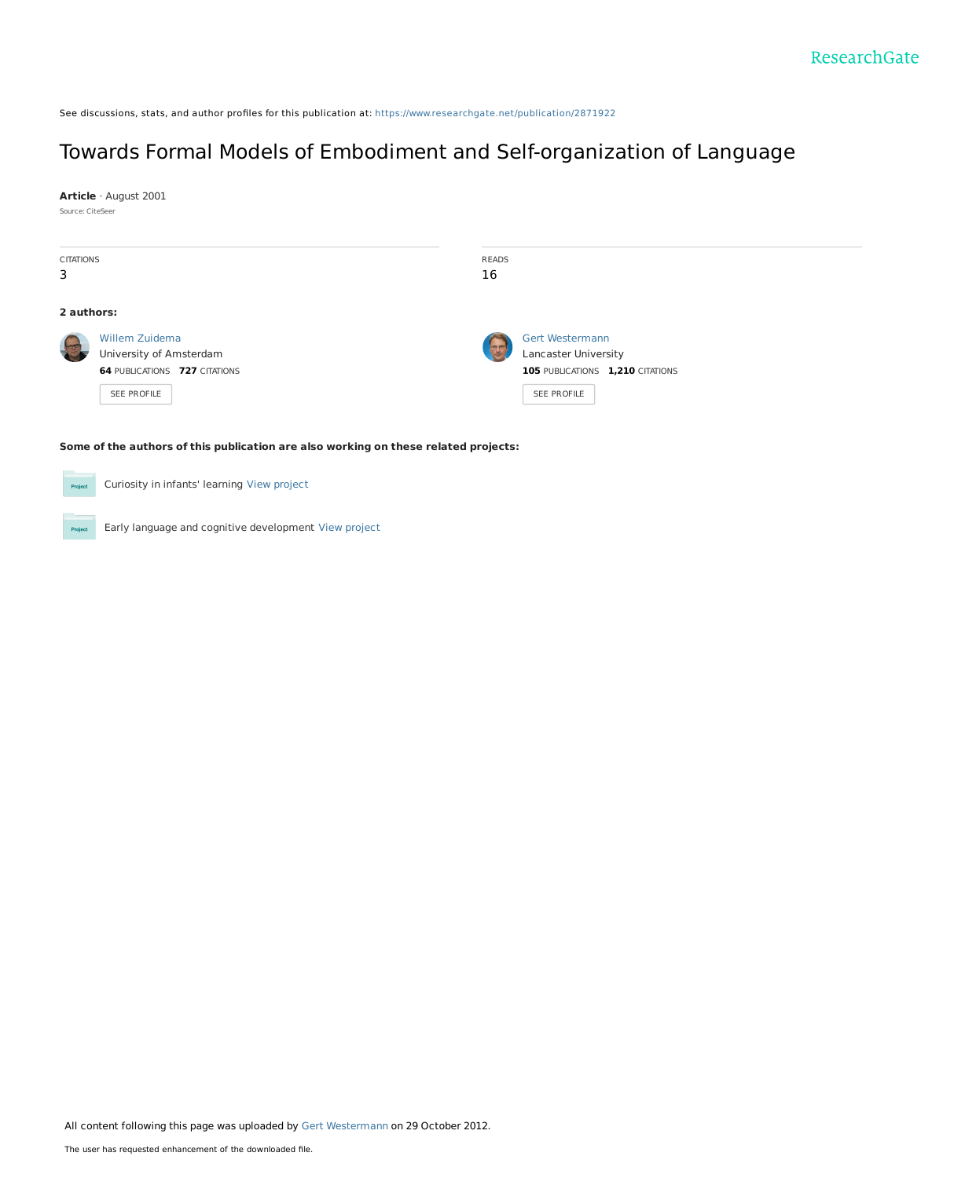See discussions, stats, and author profiles for this publication at: https://www.researchgate.net/publication/2871922

# Towards Formal Models of Embodiment and Self-organization of Language

**Article** · August 2001

Source: CiteSeer

CITATIONS
3

READS
16

**2 authors:**

Willem Zuidema
University of Amsterdam
**64** PUBLICATIONS **727** CITATIONS

SEE PROFILE

Gert Westermann
Lancaster University
**105** PUBLICATIONS **1,210** CITATIONS

SEE PROFILE

**Some of the authors of this publication are also working on these related projects:**

Curiosity in infants' learning View project

Early language and cognitive development View project

All content following this page was uploaded by Gert Westermann on 29 October 2012.

The user has requested enhancement of the downloaded file.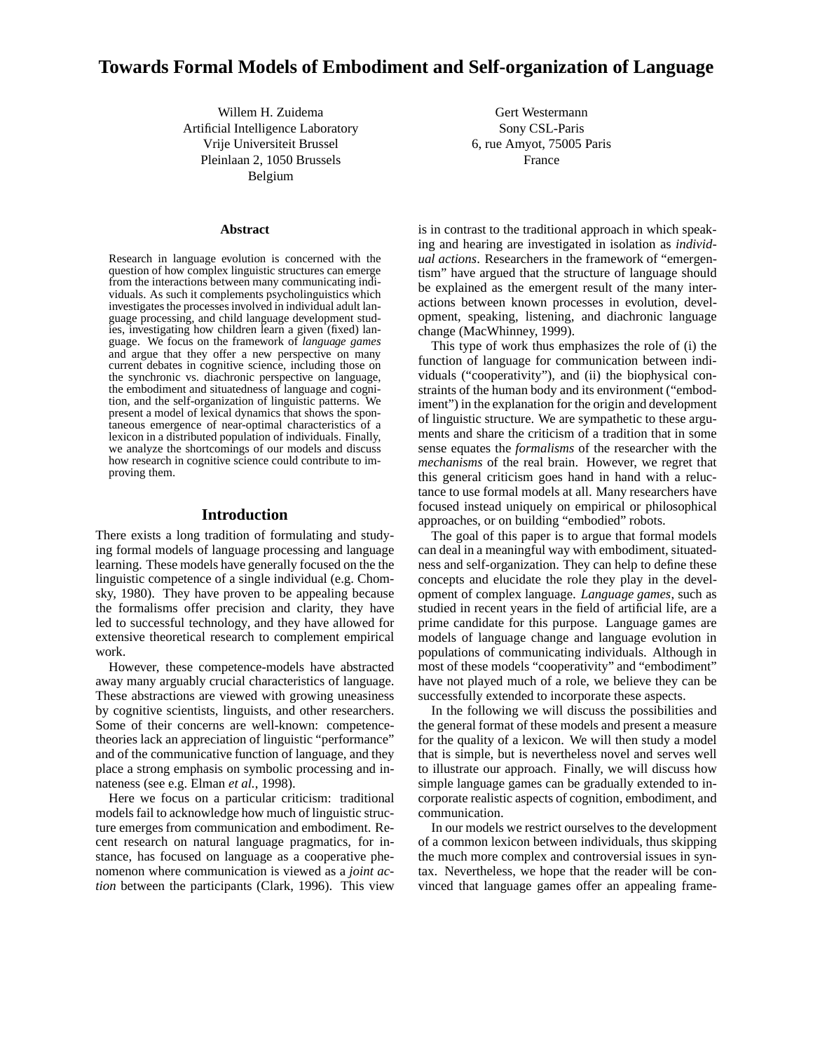# Towards Formal Models of Embodiment and Self-organization of Language

Willem H. Zuidema
Artificial Intelligence Laboratory
Vrije Universiteit Brussel
Pleinlaan 2, 1050 Brussels
Belgium

Gert Westermann
Sony CSL-Paris
6, rue Amyot, 75005 Paris
France

### Abstract

Research in language evolution is concerned with the question of how complex linguistic structures can emerge from the interactions between many communicating individuals. As such it complements psycholinguistics which investigates the processes involved in individual adult language processing, and child language development studies, investigating how children learn a given (fixed) language. We focus on the framework of *language games* and argue that they offer a new perspective on many current debates in cognitive science, including those on the synchronic vs. diachronic perspective on language, the embodiment and situatedness of language and cognition, and the self-organization of linguistic patterns. We present a model of lexical dynamics that shows the spontaneous emergence of near-optimal characteristics of a lexicon in a distributed population of individuals. Finally, we analyze the shortcomings of our models and discuss how research in cognitive science could contribute to improving them.

## Introduction

There exists a long tradition of formulating and studying formal models of language processing and language learning. These models have generally focused on the the linguistic competence of a single individual (e.g. Chomsky, 1980). They have proven to be appealing because the formalisms offer precision and clarity, they have led to successful technology, and they have allowed for extensive theoretical research to complement empirical work.

However, these competence-models have abstracted away many arguably crucial characteristics of language. These abstractions are viewed with growing uneasiness by cognitive scientists, linguists, and other researchers. Some of their concerns are well-known: competence-theories lack an appreciation of linguistic "performance" and of the communicative function of language, and they place a strong emphasis on symbolic processing and innateness (see e.g. Elman *et al.*, 1998).

Here we focus on a particular criticism: traditional models fail to acknowledge how much of linguistic structure emerges from communication and embodiment. Recent research on natural language pragmatics, for instance, has focused on language as a cooperative phenomenon where communication is viewed as a *joint action* between the participants (Clark, 1996). This view is in contrast to the traditional approach in which speaking and hearing are investigated in isolation as *individual actions*. Researchers in the framework of "emergentism" have argued that the structure of language should be explained as the emergent result of the many interactions between known processes in evolution, development, speaking, listening, and diachronic language change (MacWhinney, 1999).

This type of work thus emphasizes the role of (i) the function of language for communication between individuals ("cooperativity"), and (ii) the biophysical constraints of the human body and its environment ("embodiment") in the explanation for the origin and development of linguistic structure. We are sympathetic to these arguments and share the criticism of a tradition that in some sense equates the *formalisms* of the researcher with the *mechanisms* of the real brain. However, we regret that this general criticism goes hand in hand with a reluctance to use formal models at all. Many researchers have focused instead uniquely on empirical or philosophical approaches, or on building "embodied" robots.

The goal of this paper is to argue that formal models can deal in a meaningful way with embodiment, situatedness and self-organization. They can help to define these concepts and elucidate the role they play in the development of complex language. *Language games*, such as studied in recent years in the field of artificial life, are a prime candidate for this purpose. Language games are models of language change and language evolution in populations of communicating individuals. Although in most of these models "cooperativity" and "embodiment" have not played much of a role, we believe they can be successfully extended to incorporate these aspects.

In the following we will discuss the possibilities and the general format of these models and present a measure for the quality of a lexicon. We will then study a model that is simple, but is nevertheless novel and serves well to illustrate our approach. Finally, we will discuss how simple language games can be gradually extended to incorporate realistic aspects of cognition, embodiment, and communication.

In our models we restrict ourselves to the development of a common lexicon between individuals, thus skipping the much more complex and controversial issues in syntax. Nevertheless, we hope that the reader will be convinced that language games offer an appealing frame-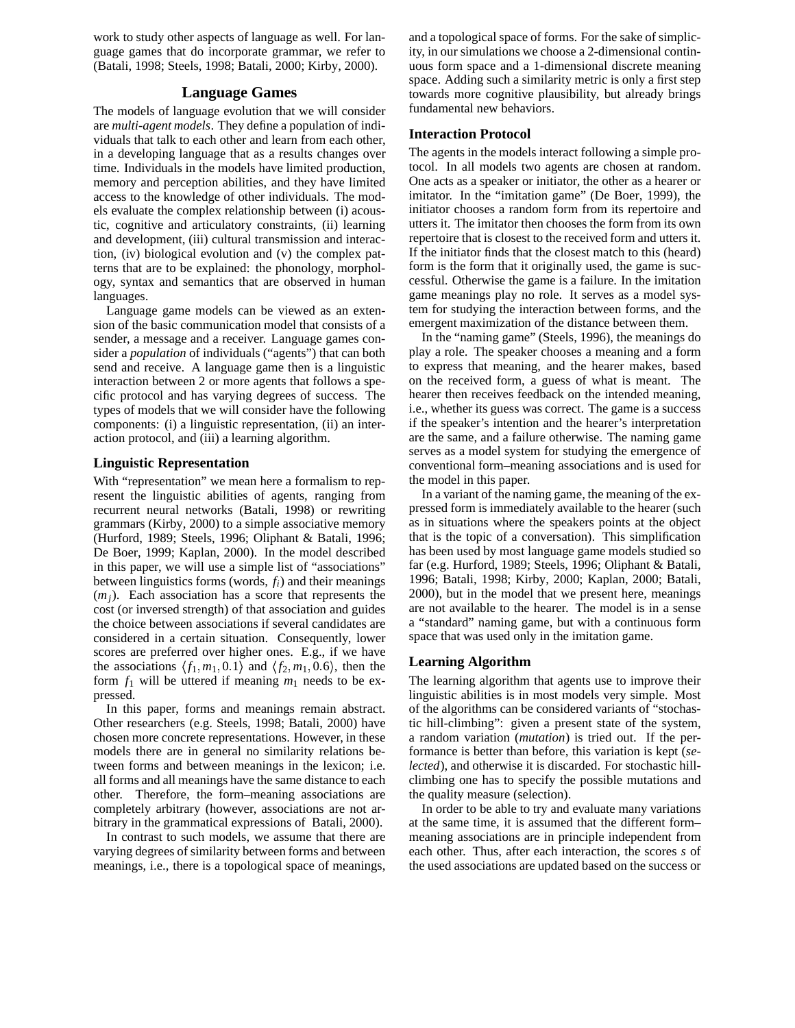work to study other aspects of language as well. For language games that do incorporate grammar, we refer to (Batali, 1998; Steels, 1998; Batali, 2000; Kirby, 2000).

## Language Games

The models of language evolution that we will consider are *multi-agent models*. They define a population of individuals that talk to each other and learn from each other, in a developing language that as a results changes over time. Individuals in the models have limited production, memory and perception abilities, and they have limited access to the knowledge of other individuals. The models evaluate the complex relationship between (i) acoustic, cognitive and articulatory constraints, (ii) learning and development, (iii) cultural transmission and interaction, (iv) biological evolution and (v) the complex patterns that are to be explained: the phonology, morphology, syntax and semantics that are observed in human languages.

Language game models can be viewed as an extension of the basic communication model that consists of a sender, a message and a receiver. Language games consider a *population* of individuals ("agents") that can both send and receive. A language game then is a linguistic interaction between 2 or more agents that follows a specific protocol and has varying degrees of success. The types of models that we will consider have the following components: (i) a linguistic representation, (ii) an interaction protocol, and (iii) a learning algorithm.

### Linguistic Representation

With "representation" we mean here a formalism to represent the linguistic abilities of agents, ranging from recurrent neural networks (Batali, 1998) or rewriting grammars (Kirby, 2000) to a simple associative memory (Hurford, 1989; Steels, 1996; Oliphant & Batali, 1996; De Boer, 1999; Kaplan, 2000). In the model described in this paper, we will use a simple list of "associations" between linguistics forms (words, $f_i$) and their meanings ($m_j$). Each association has a score that represents the cost (or inversed strength) of that association and guides the choice between associations if several candidates are considered in a certain situation. Consequently, lower scores are preferred over higher ones. E.g., if we have the associations $\langle f_1, m_1, 0.1\rangle$ and $\langle f_2, m_1, 0.6\rangle$, then the form $f_1$ will be uttered if meaning $m_1$ needs to be expressed.

In this paper, forms and meanings remain abstract. Other researchers (e.g. Steels, 1998; Batali, 2000) have chosen more concrete representations. However, in these models there are in general no similarity relations between forms and between meanings in the lexicon; i.e. all forms and all meanings have the same distance to each other. Therefore, the form–meaning associations are completely arbitrary (however, associations are not arbitrary in the grammatical expressions of Batali, 2000).

In contrast to such models, we assume that there are varying degrees of similarity between forms and between meanings, i.e., there is a topological space of meanings, and a topological space of forms. For the sake of simplicity, in our simulations we choose a 2-dimensional continuous form space and a 1-dimensional discrete meaning space. Adding such a similarity metric is only a first step towards more cognitive plausibility, but already brings fundamental new behaviors.

### Interaction Protocol

The agents in the models interact following a simple protocol. In all models two agents are chosen at random. One acts as a speaker or initiator, the other as a hearer or imitator. In the "imitation game" (De Boer, 1999), the initiator chooses a random form from its repertoire and utters it. The imitator then chooses the form from its own repertoire that is closest to the received form and utters it. If the initiator finds that the closest match to this (heard) form is the form that it originally used, the game is successful. Otherwise the game is a failure. In the imitation game meanings play no role. It serves as a model system for studying the interaction between forms, and the emergent maximization of the distance between them.

In the "naming game" (Steels, 1996), the meanings do play a role. The speaker chooses a meaning and a form to express that meaning, and the hearer makes, based on the received form, a guess of what is meant. The hearer then receives feedback on the intended meaning, i.e., whether its guess was correct. The game is a success if the speaker's intention and the hearer's interpretation are the same, and a failure otherwise. The naming game serves as a model system for studying the emergence of conventional form–meaning associations and is used for the model in this paper.

In a variant of the naming game, the meaning of the expressed form is immediately available to the hearer (such as in situations where the speakers points at the object that is the topic of a conversation). This simplification has been used by most language game models studied so far (e.g. Hurford, 1989; Steels, 1996; Oliphant & Batali, 1996; Batali, 1998; Kirby, 2000; Kaplan, 2000; Batali, 2000), but in the model that we present here, meanings are not available to the hearer. The model is in a sense a "standard" naming game, but with a continuous form space that was used only in the imitation game.

### Learning Algorithm

The learning algorithm that agents use to improve their linguistic abilities is in most models very simple. Most of the algorithms can be considered variants of "stochastic hill-climbing": given a present state of the system, a random variation (*mutation*) is tried out. If the performance is better than before, this variation is kept (*selected*), and otherwise it is discarded. For stochastic hill-climbing one has to specify the possible mutations and the quality measure (selection).

In order to be able to try and evaluate many variations at the same time, it is assumed that the different form–meaning associations are in principle independent from each other. Thus, after each interaction, the scores $s$ of the used associations are updated based on the success or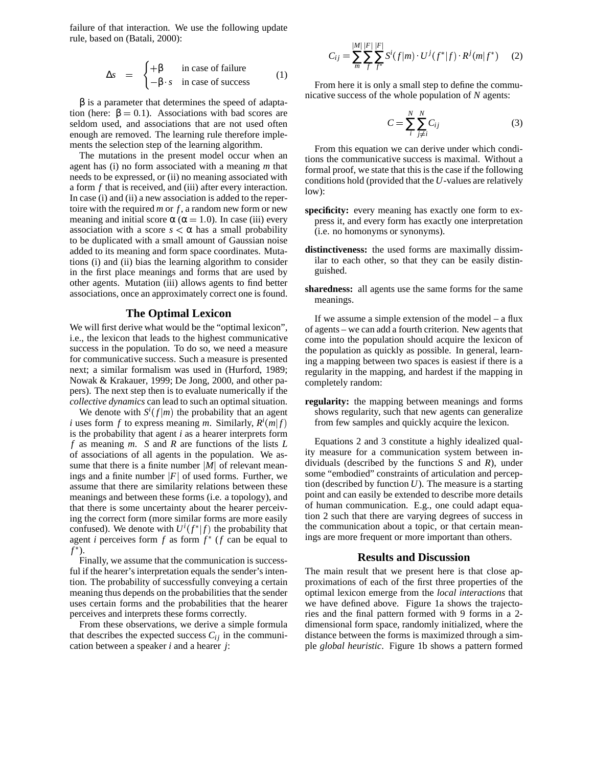failure of that interaction. We use the following update rule, based on (Batali, 2000):

$$\Delta s = \begin{cases} +\beta & \text{in case of failure} \\ -\beta \cdot s & \text{in case of success} \end{cases} \quad (1)$$

$\beta$ is a parameter that determines the speed of adaptation (here: $\beta = 0.1$). Associations with bad scores are seldom used, and associations that are not used often enough are removed. The learning rule therefore implements the selection step of the learning algorithm.

The mutations in the present model occur when an agent has (i) no form associated with a meaning $m$ that needs to be expressed, or (ii) no meaning associated with a form $f$ that is received, and (iii) after every interaction. In case (i) and (ii) a new association is added to the repertoire with the required $m$ or $f$, a random new form or new meaning and initial score $\alpha$ ($\alpha = 1.0$). In case (iii) every association with a score $s < \alpha$ has a small probability to be duplicated with a small amount of Gaussian noise added to its meaning and form space coordinates. Mutations (i) and (ii) bias the learning algorithm to consider in the first place meanings and forms that are used by other agents. Mutation (iii) allows agents to find better associations, once an approximately correct one is found.

## The Optimal Lexicon

We will first derive what would be the "optimal lexicon", i.e., the lexicon that leads to the highest communicative success in the population. To do so, we need a measure for communicative success. Such a measure is presented next; a similar formalism was used in (Hurford, 1989; Nowak & Krakauer, 1999; De Jong, 2000, and other papers). The next step then is to evaluate numerically if the *collective dynamics* can lead to such an optimal situation.

We denote with $S^i(f|m)$ the probability that an agent $i$ uses form $f$ to express meaning $m$. Similarly, $R^i(m|f)$ is the probability that agent $i$ as a hearer interprets form $f$ as meaning $m$. $S$ and $R$ are functions of the lists $L$ of associations of all agents in the population. We assume that there is a finite number $|M|$ of relevant meanings and a finite number $|F|$ of used forms. Further, we assume that there are similarity relations between these meanings and between these forms (i.e. a topology), and that there is some uncertainty about the hearer perceiving the correct form (more similar forms are more easily confused). We denote with $U^i(f^*|f)$ the probability that agent $i$ perceives form $f$ as form $f^*$ ($f$ can be equal to $f^*$).

Finally, we assume that the communication is successful if the hearer's interpretation equals the sender's intention. The probability of successfully conveying a certain meaning thus depends on the probabilities that the sender uses certain forms and the probabilities that the hearer perceives and interprets these forms correctly.

From these observations, we derive a simple formula that describes the expected success $C_{ij}$ in the communication between a speaker $i$ and a hearer $j$:

$$C_{ij} = \sum_{m}^{|M|} \sum_{f}^{|F|} \sum_{f^*}^{|F|} S^i(f|m) \cdot U^j(f^*|f) \cdot R^j(m|f^*) \quad (2)$$

From here it is only a small step to define the communicative success of the whole population of $N$ agents:

$$C = \sum_{i}^{N} \sum_{j \neq i}^{N} C_{ij} \quad (3)$$

From this equation we can derive under which conditions the communicative success is maximal. Without a formal proof, we state that this is the case if the following conditions hold (provided that the $U$-values are relatively low):

**specificity:** every meaning has exactly one form to express it, and every form has exactly one interpretation (i.e. no homonyms or synonyms).

**distinctiveness:** the used forms are maximally dissimilar to each other, so that they can be easily distinguished.

**sharedness:** all agents use the same forms for the same meanings.

If we assume a simple extension of the model – a flux of agents – we can add a fourth criterion. New agents that come into the population should acquire the lexicon of the population as quickly as possible. In general, learning a mapping between two spaces is easiest if there is a regularity in the mapping, and hardest if the mapping in completely random:

**regularity:** the mapping between meanings and forms shows regularity, such that new agents can generalize from few samples and quickly acquire the lexicon.

Equations 2 and 3 constitute a highly idealized quality measure for a communication system between individuals (described by the functions $S$ and $R$), under some "embodied" constraints of articulation and perception (described by function $U$). The measure is a starting point and can easily be extended to describe more details of human communication. E.g., one could adapt equation 2 such that there are varying degrees of success in the communication about a topic, or that certain meanings are more frequent or more important than others.

## Results and Discussion

The main result that we present here is that close approximations of each of the first three properties of the optimal lexicon emerge from the *local interactions* that we have defined above. Figure 1a shows the trajectories and the final pattern formed with 9 forms in a 2-dimensional form space, randomly initialized, where the distance between the forms is maximized through a simple *global heuristic*. Figure 1b shows a pattern formed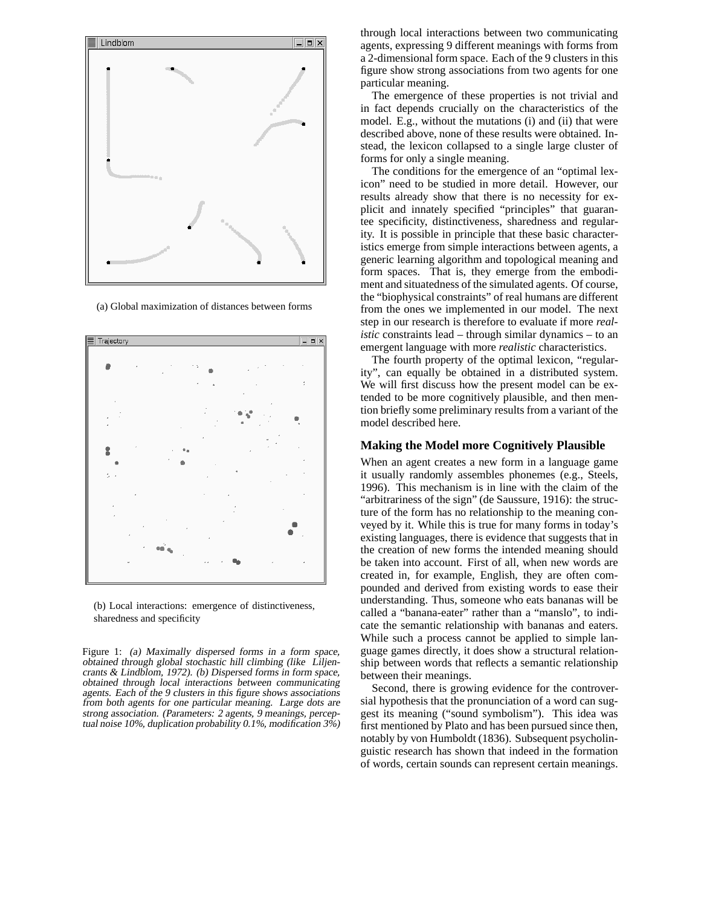(a) Global maximization of distances between forms

(b) Local interactions: emergence of distinctiveness, sharedness and specificity

Figure 1: *(a) Maximally dispersed forms in a form space, obtained through global stochastic hill climbing (like Liljencrants & Lindblom, 1972). (b) Dispersed forms in form space, obtained through local interactions between communicating agents. Each of the 9 clusters in this figure shows associations from both agents for one particular meaning. Large dots are strong association. (Parameters: 2 agents, 9 meanings, perceptual noise 10%, duplication probability 0.1%, modification 3%)*

through local interactions between two communicating agents, expressing 9 different meanings with forms from a 2-dimensional form space. Each of the 9 clusters in this figure show strong associations from two agents for one particular meaning.

The emergence of these properties is not trivial and in fact depends crucially on the characteristics of the model. E.g., without the mutations (i) and (ii) that were described above, none of these results were obtained. Instead, the lexicon collapsed to a single large cluster of forms for only a single meaning.

The conditions for the emergence of an "optimal lexicon" need to be studied in more detail. However, our results already show that there is no necessity for explicit and innately specified "principles" that guarantee specificity, distinctiveness, sharedness and regularity. It is possible in principle that these basic characteristics emerge from simple interactions between agents, a generic learning algorithm and topological meaning and form spaces. That is, they emerge from the embodiment and situatedness of the simulated agents. Of course, the "biophysical constraints" of real humans are different from the ones we implemented in our model. The next step in our research is therefore to evaluate if more *realistic* constraints lead – through similar dynamics – to an emergent language with more *realistic* characteristics.

The fourth property of the optimal lexicon, "regularity", can equally be obtained in a distributed system. We will first discuss how the present model can be extended to be more cognitively plausible, and then mention briefly some preliminary results from a variant of the model described here.

## Making the Model more Cognitively Plausible

When an agent creates a new form in a language game it usually randomly assembles phonemes (e.g., Steels, 1996). This mechanism is in line with the claim of the "arbitrariness of the sign" (de Saussure, 1916): the structure of the form has no relationship to the meaning conveyed by it. While this is true for many forms in today's existing languages, there is evidence that suggests that in the creation of new forms the intended meaning should be taken into account. First of all, when new words are created in, for example, English, they are often compounded and derived from existing words to ease their understanding. Thus, someone who eats bananas will be called a "banana-eater" rather than a "manslo", to indicate the semantic relationship with bananas and eaters. While such a process cannot be applied to simple language games directly, it does show a structural relationship between words that reflects a semantic relationship between their meanings.

Second, there is growing evidence for the controversial hypothesis that the pronunciation of a word can suggest its meaning ("sound symbolism"). This idea was first mentioned by Plato and has been pursued since then, notably by von Humboldt (1836). Subsequent psycholinguistic research has shown that indeed in the formation of words, certain sounds can represent certain meanings.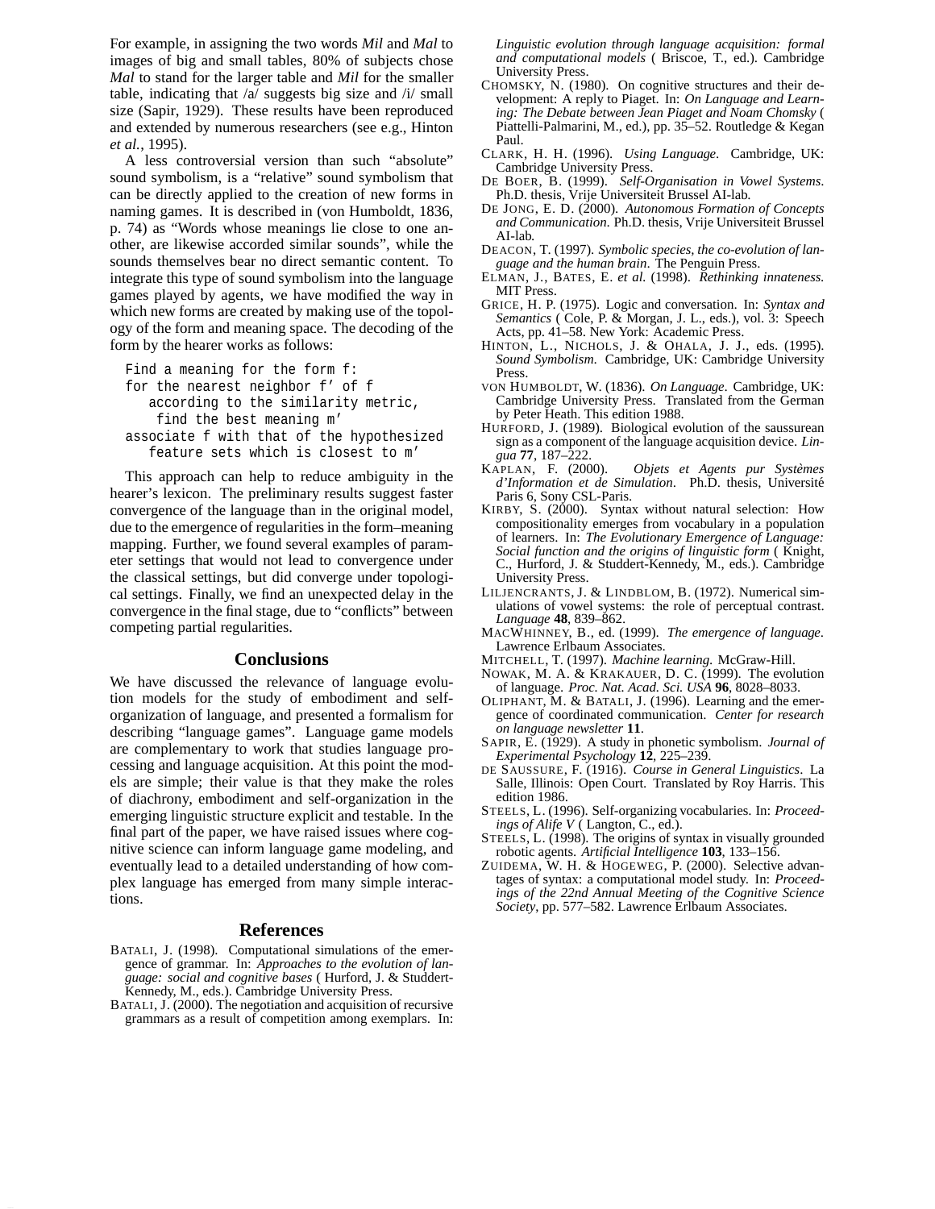For example, in assigning the two words *Mil* and *Mal* to images of big and small tables, 80% of subjects chose *Mal* to stand for the larger table and *Mil* for the smaller table, indicating that /a/ suggests big size and /i/ small size (Sapir, 1929). These results have been reproduced and extended by numerous researchers (see e.g., Hinton *et al.*, 1995).

A less controversial version than such "absolute" sound symbolism, is a "relative" sound symbolism that can be directly applied to the creation of new forms in naming games. It is described in (von Humboldt, 1836, p. 74) as "Words whose meanings lie close to one another, are likewise accorded similar sounds", while the sounds themselves bear no direct semantic content. To integrate this type of sound symbolism into the language games played by agents, we have modified the way in which new forms are created by making use of the topology of the form and meaning space. The decoding of the form by the hearer works as follows:

```
Find a meaning for the form f:
for the nearest neighbor f′ of f
   according to the similarity metric,
    find the best meaning m′
associate f with that of the hypothesized
   feature sets which is closest to m′
```

This approach can help to reduce ambiguity in the hearer's lexicon. The preliminary results suggest faster convergence of the language than in the original model, due to the emergence of regularities in the form–meaning mapping. Further, we found several examples of parameter settings that would not lead to convergence under the classical settings, but did converge under topological settings. Finally, we find an unexpected delay in the convergence in the final stage, due to "conflicts" between competing partial regularities.

## Conclusions

We have discussed the relevance of language evolution models for the study of embodiment and self-organization of language, and presented a formalism for describing "language games". Language game models are complementary to work that studies language processing and language acquisition. At this point the models are simple; their value is that they make the roles of diachrony, embodiment and self-organization in the emerging linguistic structure explicit and testable. In the final part of the paper, we have raised issues where cognitive science can inform language game modeling, and eventually lead to a detailed understanding of how complex language has emerged from many simple interactions.

## References

BATALI, J. (1998). Computational simulations of the emergence of grammar. In: *Approaches to the evolution of language: social and cognitive bases* ( Hurford, J. & Studdert-Kennedy, M., eds.). Cambridge University Press.

BATALI, J. (2000). The negotiation and acquisition of recursive grammars as a result of competition among exemplars. In: *Linguistic evolution through language acquisition: formal and computational models* ( Briscoe, T., ed.). Cambridge University Press.

CHOMSKY, N. (1980). On cognitive structures and their development: A reply to Piaget. In: *On Language and Learning: The Debate between Jean Piaget and Noam Chomsky* ( Piattelli-Palmarini, M., ed.), pp. 35–52. Routledge & Kegan Paul.

CLARK, H. H. (1996). *Using Language*. Cambridge, UK: Cambridge University Press.

DE BOER, B. (1999). *Self-Organisation in Vowel Systems*. Ph.D. thesis, Vrije Universiteit Brussel AI-lab.

DE JONG, E. D. (2000). *Autonomous Formation of Concepts and Communication*. Ph.D. thesis, Vrije Universiteit Brussel AI-lab.

DEACON, T. (1997). *Symbolic species, the co-evolution of language and the human brain*. The Penguin Press.

ELMAN, J., BATES, E. *et al.* (1998). *Rethinking innateness*. MIT Press.

GRICE, H. P. (1975). Logic and conversation. In: *Syntax and Semantics* ( Cole, P. & Morgan, J. L., eds.), vol. 3: Speech Acts, pp. 41–58. New York: Academic Press.

HINTON, L., NICHOLS, J. & OHALA, J. J., eds. (1995). *Sound Symbolism*. Cambridge, UK: Cambridge University Press.

VON HUMBOLDT, W. (1836). *On Language*. Cambridge, UK: Cambridge University Press. Translated from the German by Peter Heath. This edition 1988.

HURFORD, J. (1989). Biological evolution of the saussurean sign as a component of the language acquisition device. *Lingua* **77**, 187–222.

KAPLAN, F. (2000). *Objets et Agents pur Systèmes d'Information et de Simulation*. Ph.D. thesis, Université Paris 6, Sony CSL-Paris.

KIRBY, S. (2000). Syntax without natural selection: How compositionality emerges from vocabulary in a population of learners. In: *The Evolutionary Emergence of Language: Social function and the origins of linguistic form* ( Knight, C., Hurford, J. & Studdert-Kennedy, M., eds.). Cambridge University Press.

LILJENCRANTS, J. & LINDBLOM, B. (1972). Numerical simulations of vowel systems: the role of perceptual contrast. *Language* **48**, 839–862.

MACWHINNEY, B., ed. (1999). *The emergence of language*. Lawrence Erlbaum Associates.

MITCHELL, T. (1997). *Machine learning*. McGraw-Hill.

NOWAK, M. A. & KRAKAUER, D. C. (1999). The evolution of language. *Proc. Nat. Acad. Sci. USA* **96**, 8028–8033.

OLIPHANT, M. & BATALI, J. (1996). Learning and the emergence of coordinated communication. *Center for research on language newsletter* **11**.

SAPIR, E. (1929). A study in phonetic symbolism. *Journal of Experimental Psychology* **12**, 225–239.

DE SAUSSURE, F. (1916). *Course in General Linguistics*. La Salle, Illinois: Open Court. Translated by Roy Harris. This edition 1986.

STEELS, L. (1996). Self-organizing vocabularies. In: *Proceedings of Alife V* ( Langton, C., ed.).

STEELS, L. (1998). The origins of syntax in visually grounded robotic agents. *Artificial Intelligence* **103**, 133–156.

ZUIDEMA, W. H. & HOGEWEG, P. (2000). Selective advantages of syntax: a computational model study. In: *Proceedings of the 22nd Annual Meeting of the Cognitive Science Society*, pp. 577–582. Lawrence Erlbaum Associates.